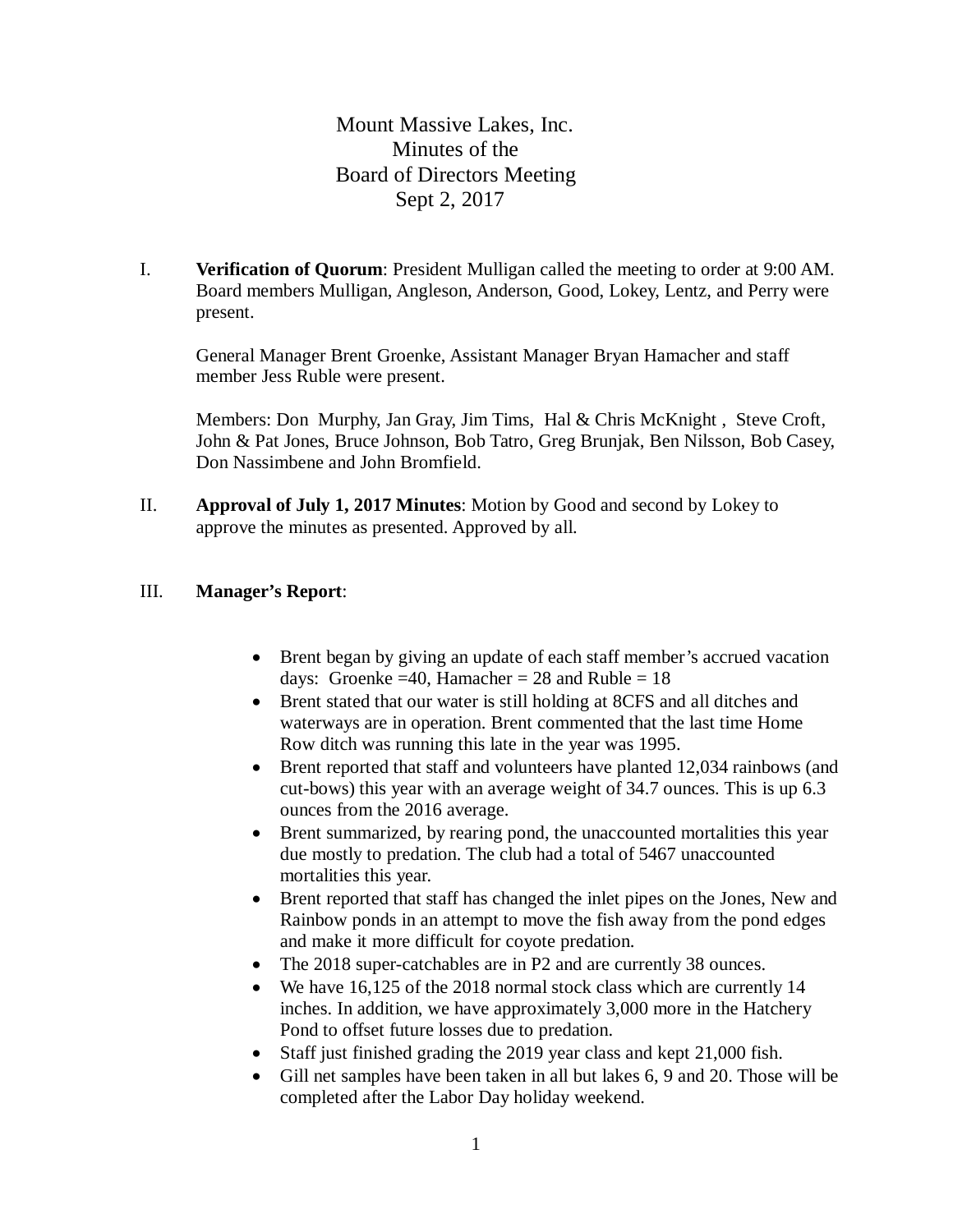# Mount Massive Lakes, Inc.
## Minutes of the
## Board of Directors Meeting
## Sept 2, 2017

I. **Verification of Quorum**: President Mulligan called the meeting to order at 9:00 AM. Board members Mulligan, Angleson, Anderson, Good, Lokey, Lentz, and Perry were present.

General Manager Brent Groenke, Assistant Manager Bryan Hamacher and staff member Jess Ruble were present.

Members: Don Murphy, Jan Gray, Jim Tims, Hal & Chris McKnight , Steve Croft, John & Pat Jones, Bruce Johnson, Bob Tatro, Greg Brunjak, Ben Nilsson, Bob Casey, Don Nassimbene and John Bromfield.

II. **Approval of July 1, 2017 Minutes**: Motion by Good and second by Lokey to approve the minutes as presented. Approved by all.

III. **Manager's Report**:

- Brent began by giving an update of each staff member's accrued vacation days: Groenke =40, Hamacher = 28 and Ruble = 18
- Brent stated that our water is still holding at 8CFS and all ditches and waterways are in operation. Brent commented that the last time Home Row ditch was running this late in the year was 1995.
- Brent reported that staff and volunteers have planted 12,034 rainbows (and cut-bows) this year with an average weight of 34.7 ounces. This is up 6.3 ounces from the 2016 average.
- Brent summarized, by rearing pond, the unaccounted mortalities this year due mostly to predation. The club had a total of 5467 unaccounted mortalities this year.
- Brent reported that staff has changed the inlet pipes on the Jones, New and Rainbow ponds in an attempt to move the fish away from the pond edges and make it more difficult for coyote predation.
- The 2018 super-catchables are in P2 and are currently 38 ounces.
- We have 16,125 of the 2018 normal stock class which are currently 14 inches. In addition, we have approximately 3,000 more in the Hatchery Pond to offset future losses due to predation.
- Staff just finished grading the 2019 year class and kept 21,000 fish.
- Gill net samples have been taken in all but lakes 6, 9 and 20. Those will be completed after the Labor Day holiday weekend.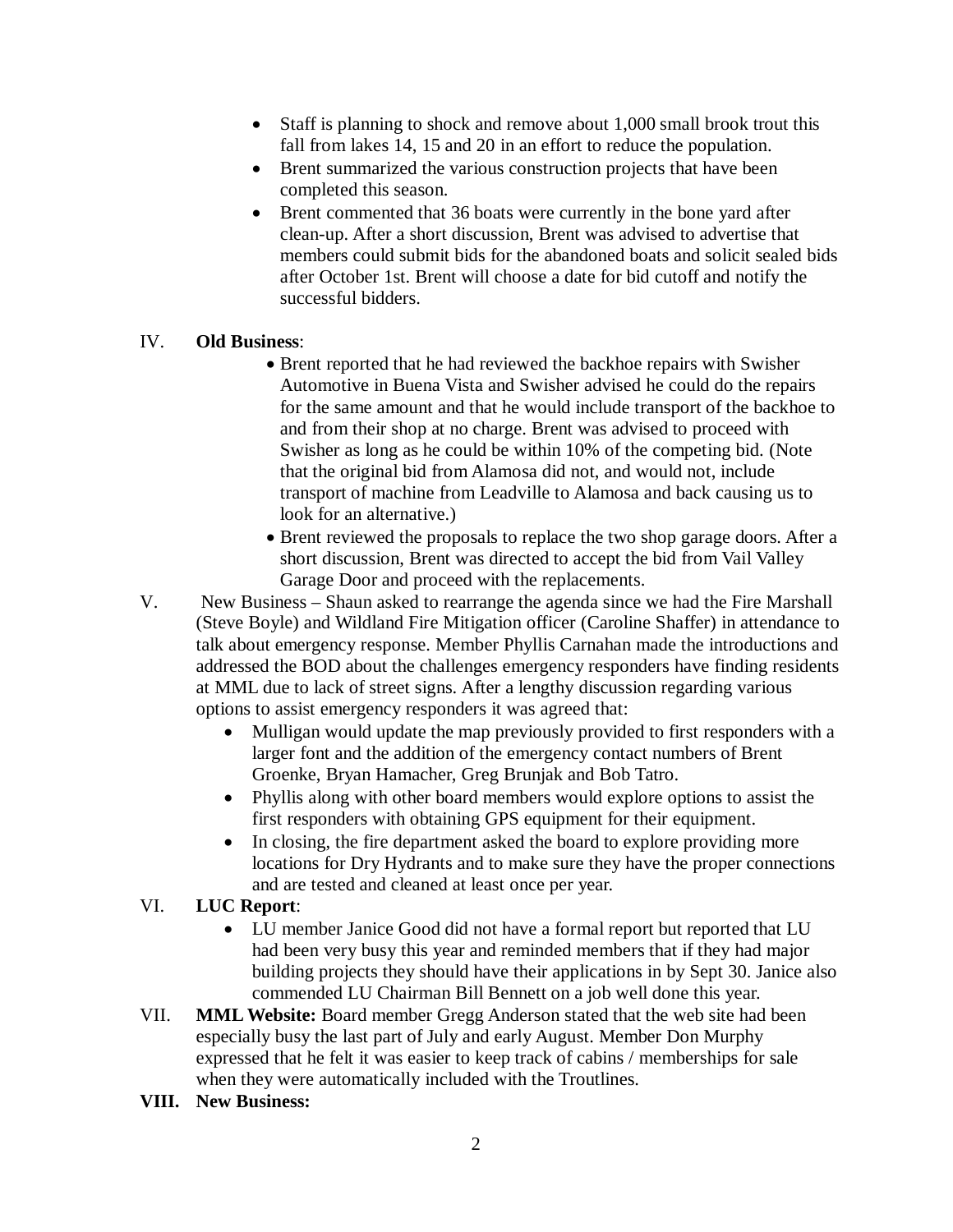- Staff is planning to shock and remove about 1,000 small brook trout this fall from lakes 14, 15 and 20 in an effort to reduce the population.
- Brent summarized the various construction projects that have been completed this season.
- Brent commented that 36 boats were currently in the bone yard after clean-up. After a short discussion, Brent was advised to advertise that members could submit bids for the abandoned boats and solicit sealed bids after October 1st. Brent will choose a date for bid cutoff and notify the successful bidders.

IV. **Old Business**:

- Brent reported that he had reviewed the backhoe repairs with Swisher Automotive in Buena Vista and Swisher advised he could do the repairs for the same amount and that he would include transport of the backhoe to and from their shop at no charge. Brent was advised to proceed with Swisher as long as he could be within 10% of the competing bid. (Note that the original bid from Alamosa did not, and would not, include transport of machine from Leadville to Alamosa and back causing us to look for an alternative.)
- Brent reviewed the proposals to replace the two shop garage doors. After a short discussion, Brent was directed to accept the bid from Vail Valley Garage Door and proceed with the replacements.

V. New Business – Shaun asked to rearrange the agenda since we had the Fire Marshall (Steve Boyle) and Wildland Fire Mitigation officer (Caroline Shaffer) in attendance to talk about emergency response. Member Phyllis Carnahan made the introductions and addressed the BOD about the challenges emergency responders have finding residents at MML due to lack of street signs. After a lengthy discussion regarding various options to assist emergency responders it was agreed that:

- Mulligan would update the map previously provided to first responders with a larger font and the addition of the emergency contact numbers of Brent Groenke, Bryan Hamacher, Greg Brunjak and Bob Tatro.
- Phyllis along with other board members would explore options to assist the first responders with obtaining GPS equipment for their equipment.
- In closing, the fire department asked the board to explore providing more locations for Dry Hydrants and to make sure they have the proper connections and are tested and cleaned at least once per year.

VI. **LUC Report**:

- LU member Janice Good did not have a formal report but reported that LU had been very busy this year and reminded members that if they had major building projects they should have their applications in by Sept 30. Janice also commended LU Chairman Bill Bennett on a job well done this year.

VII. **MML Website:** Board member Gregg Anderson stated that the web site had been especially busy the last part of July and early August. Member Don Murphy expressed that he felt it was easier to keep track of cabins / memberships for sale when they were automatically included with the Troutlines.

**VIII. New Business:**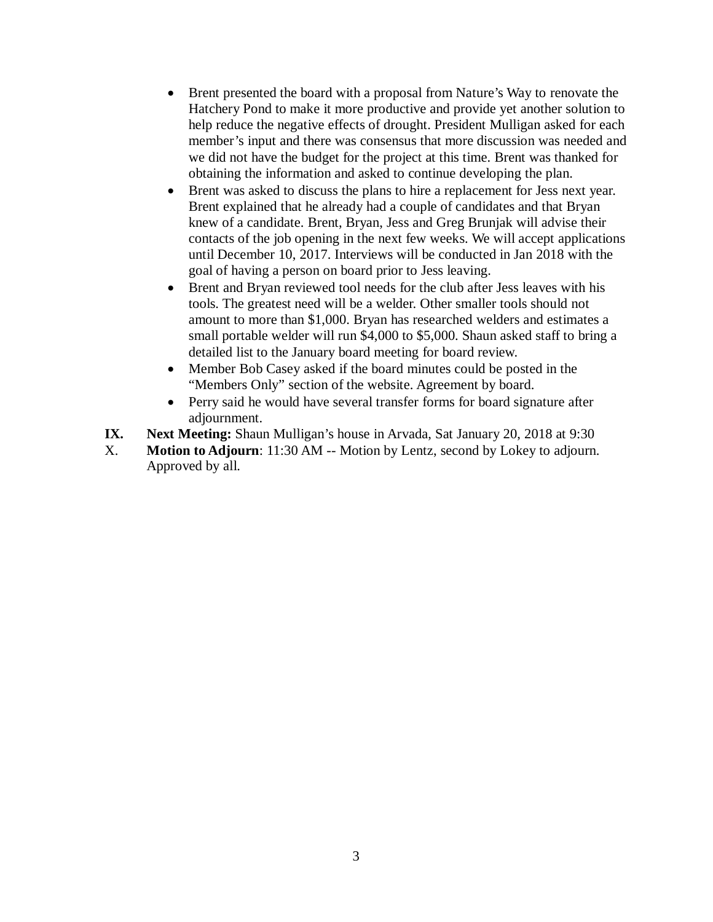- Brent presented the board with a proposal from Nature's Way to renovate the Hatchery Pond to make it more productive and provide yet another solution to help reduce the negative effects of drought. President Mulligan asked for each member's input and there was consensus that more discussion was needed and we did not have the budget for the project at this time. Brent was thanked for obtaining the information and asked to continue developing the plan.
- Brent was asked to discuss the plans to hire a replacement for Jess next year. Brent explained that he already had a couple of candidates and that Bryan knew of a candidate. Brent, Bryan, Jess and Greg Brunjak will advise their contacts of the job opening in the next few weeks. We will accept applications until December 10, 2017. Interviews will be conducted in Jan 2018 with the goal of having a person on board prior to Jess leaving.
- Brent and Bryan reviewed tool needs for the club after Jess leaves with his tools. The greatest need will be a welder. Other smaller tools should not amount to more than $1,000. Bryan has researched welders and estimates a small portable welder will run $4,000 to $5,000. Shaun asked staff to bring a detailed list to the January board meeting for board review.
- Member Bob Casey asked if the board minutes could be posted in the "Members Only" section of the website. Agreement by board.
- Perry said he would have several transfer forms for board signature after adjournment.

**IX. Next Meeting:** Shaun Mulligan's house in Arvada, Sat January 20, 2018 at 9:30

X. **Motion to Adjourn**: 11:30 AM -- Motion by Lentz, second by Lokey to adjourn. Approved by all.